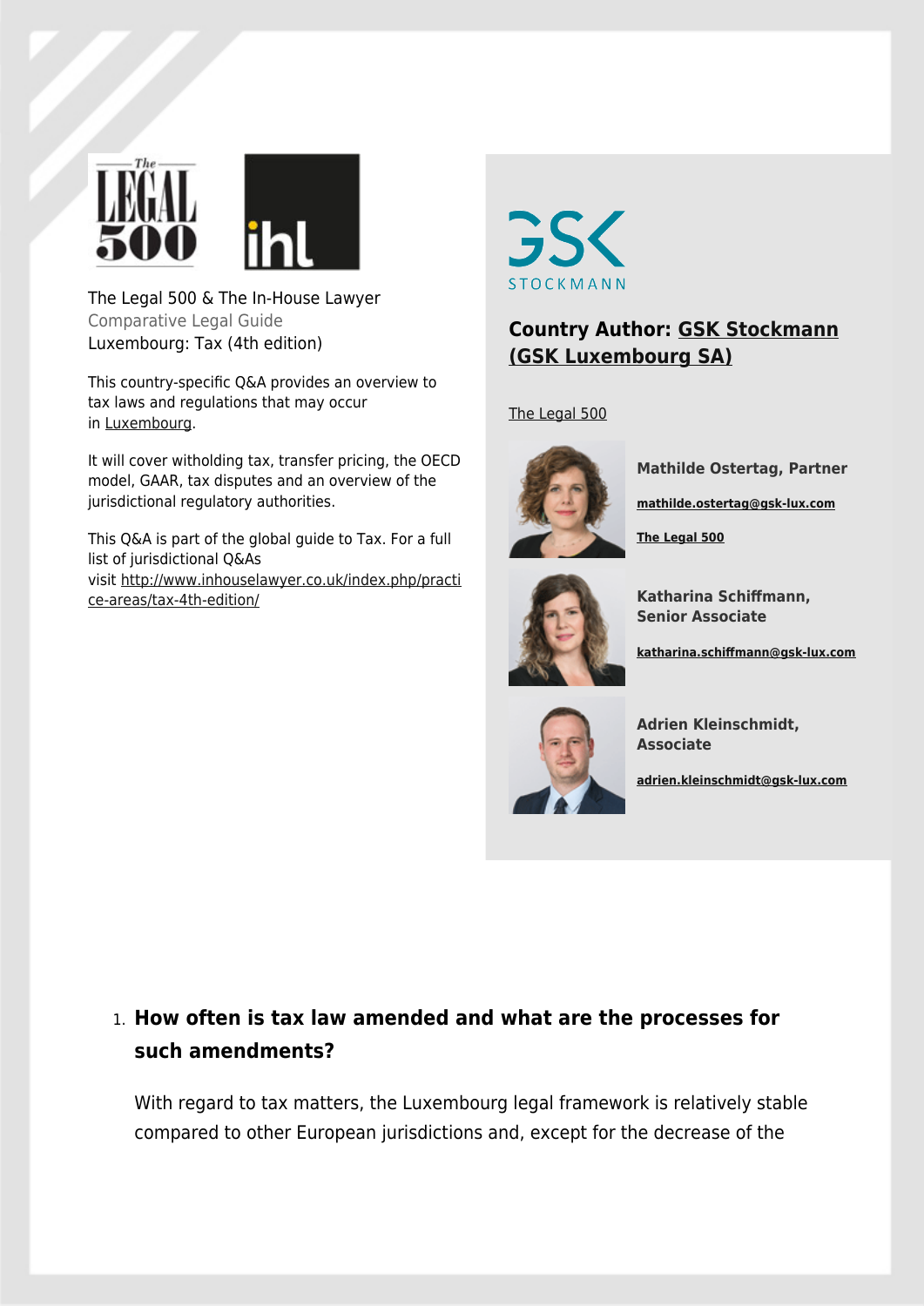The Legal 500 & The In-House Lawyer
Comparative Legal Guide
Luxembourg: Tax (4th edition)

This country-specific Q&A provides an overview to tax laws and regulations that may occur in Luxembourg.

It will cover witholding tax, transfer pricing, the OECD model, GAAR, tax disputes and an overview of the jurisdictional regulatory authorities.

This Q&A is part of the global guide to Tax. For a full list of jurisdictional Q&As visit http://www.inhouselawyer.co.uk/index.php/practice-areas/tax-4th-edition/

## Country Author: GSK Stockmann (GSK Luxembourg SA)

The Legal 500

**Mathilde Ostertag, Partner**

mathilde.ostertag@gsk-lux.com

The Legal 500

**Katharina Schiffmann, Senior Associate**

katharina.schiffmann@gsk-lux.com

**Adrien Kleinschmidt, Associate**

adrien.kleinschmidt@gsk-lux.com

1. **How often is tax law amended and what are the processes for such amendments?**

With regard to tax matters, the Luxembourg legal framework is relatively stable compared to other European jurisdictions and, except for the decrease of the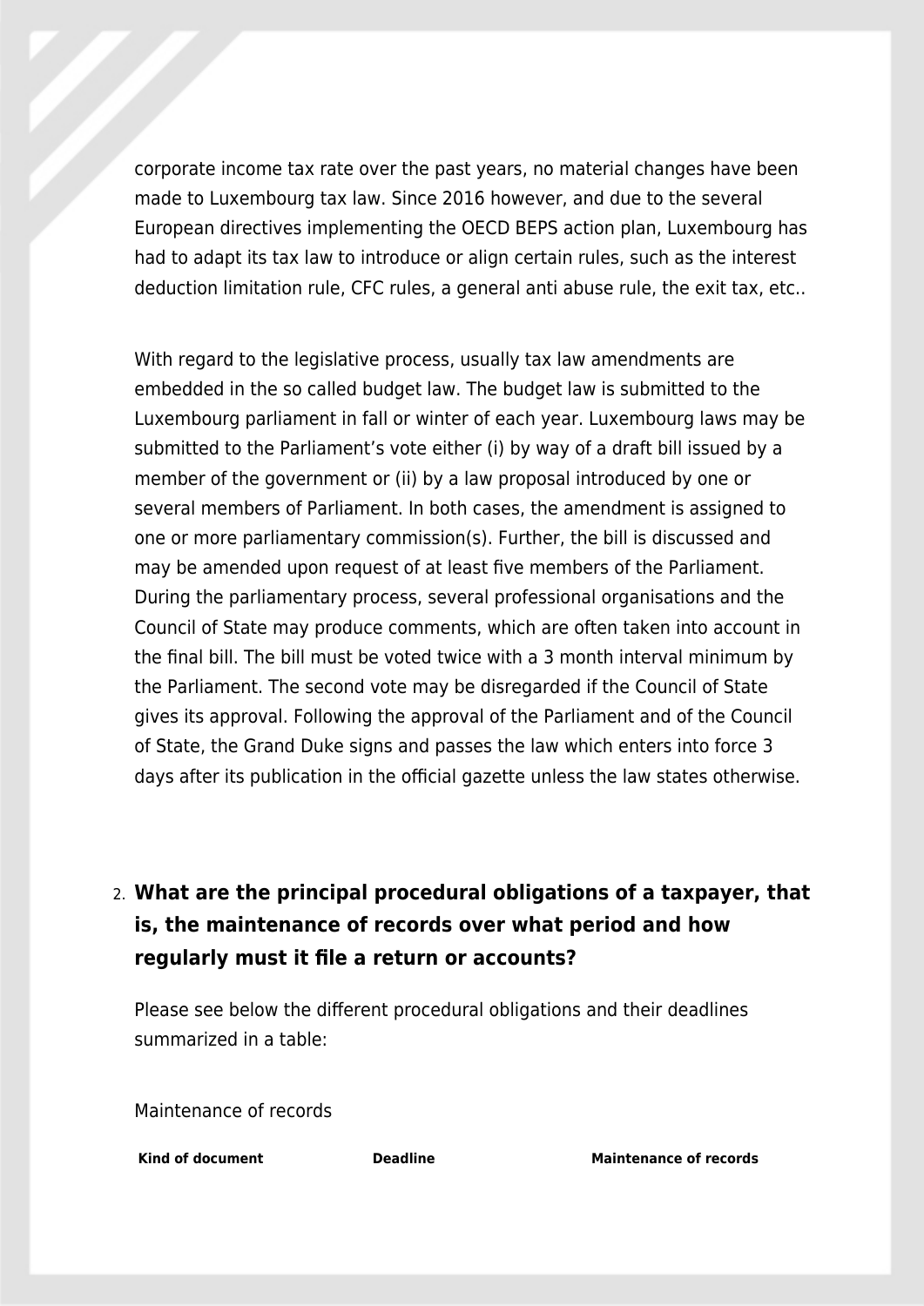corporate income tax rate over the past years, no material changes have been made to Luxembourg tax law. Since 2016 however, and due to the several European directives implementing the OECD BEPS action plan, Luxembourg has had to adapt its tax law to introduce or align certain rules, such as the interest deduction limitation rule, CFC rules, a general anti abuse rule, the exit tax, etc..

With regard to the legislative process, usually tax law amendments are embedded in the so called budget law. The budget law is submitted to the Luxembourg parliament in fall or winter of each year. Luxembourg laws may be submitted to the Parliament's vote either (i) by way of a draft bill issued by a member of the government or (ii) by a law proposal introduced by one or several members of Parliament. In both cases, the amendment is assigned to one or more parliamentary commission(s). Further, the bill is discussed and may be amended upon request of at least five members of the Parliament. During the parliamentary process, several professional organisations and the Council of State may produce comments, which are often taken into account in the final bill. The bill must be voted twice with a 3 month interval minimum by the Parliament. The second vote may be disregarded if the Council of State gives its approval. Following the approval of the Parliament and of the Council of State, the Grand Duke signs and passes the law which enters into force 3 days after its publication in the official gazette unless the law states otherwise.

2. **What are the principal procedural obligations of a taxpayer, that is, the maintenance of records over what period and how regularly must it file a return or accounts?**

Please see below the different procedural obligations and their deadlines summarized in a table:

Maintenance of records

| Kind of document | Deadline | Maintenance of records |
|---|---|---|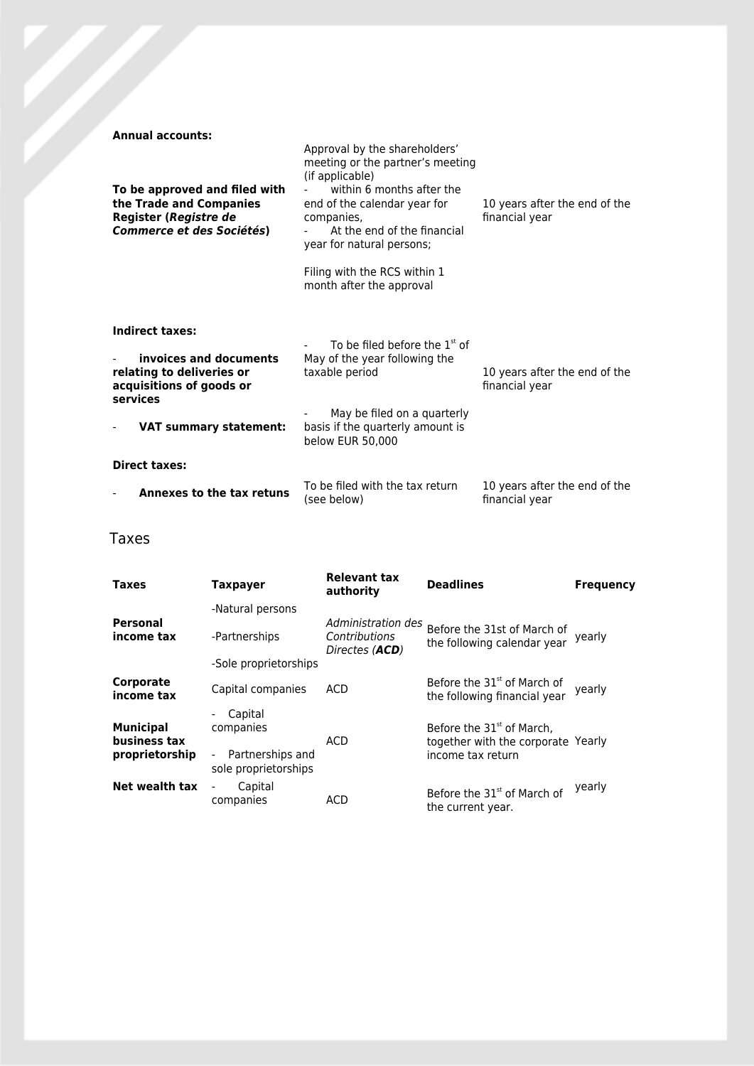| | | |
|---|---|---|
| **Annual accounts:**<br><br>**To be approved and filed with the Trade and Companies Register (*Registre de Commerce et des Sociétés*)** | Approval by the shareholders' meeting or the partner's meeting (if applicable)<br>- within 6 months after the end of the calendar year for companies,<br>- At the end of the financial year for natural persons;<br><br>Filing with the RCS within 1 month after the approval | 10 years after the end of the financial year |
| **Indirect taxes:**<br><br>- **invoices and documents relating to deliveries or acquisitions of goods or services**<br><br>- **VAT summary statement:** | - To be filed before the 1st of May of the year following the taxable period<br><br>- May be filed on a quarterly basis if the quarterly amount is below EUR 50,000 | 10 years after the end of the financial year |
| **Direct taxes:**<br><br>- **Annexes to the tax retuns** | To be filed with the tax return (see below) | 10 years after the end of the financial year |

## Taxes

| **Taxes** | **Taxpayer** | **Relevant tax authority** | **Deadlines** | **Frequency** |
|---|---|---|---|---|
| **Personal income tax** | -Natural persons<br>-Partnerships<br>-Sole proprietorships | *Administration des Contributions Directes (**ACD**)* | Before the 31st of March of the following calendar year | yearly |
| **Corporate income tax** | Capital companies | ACD | Before the 31st of March of the following financial year | yearly |
| **Municipal business tax proprietorship** | - Capital companies<br>- Partnerships and sole proprietorships | ACD | Before the 31st of March, together with the corporate income tax return | Yearly |
| **Net wealth tax** | - Capital companies | ACD | Before the 31st of March of the current year. | yearly |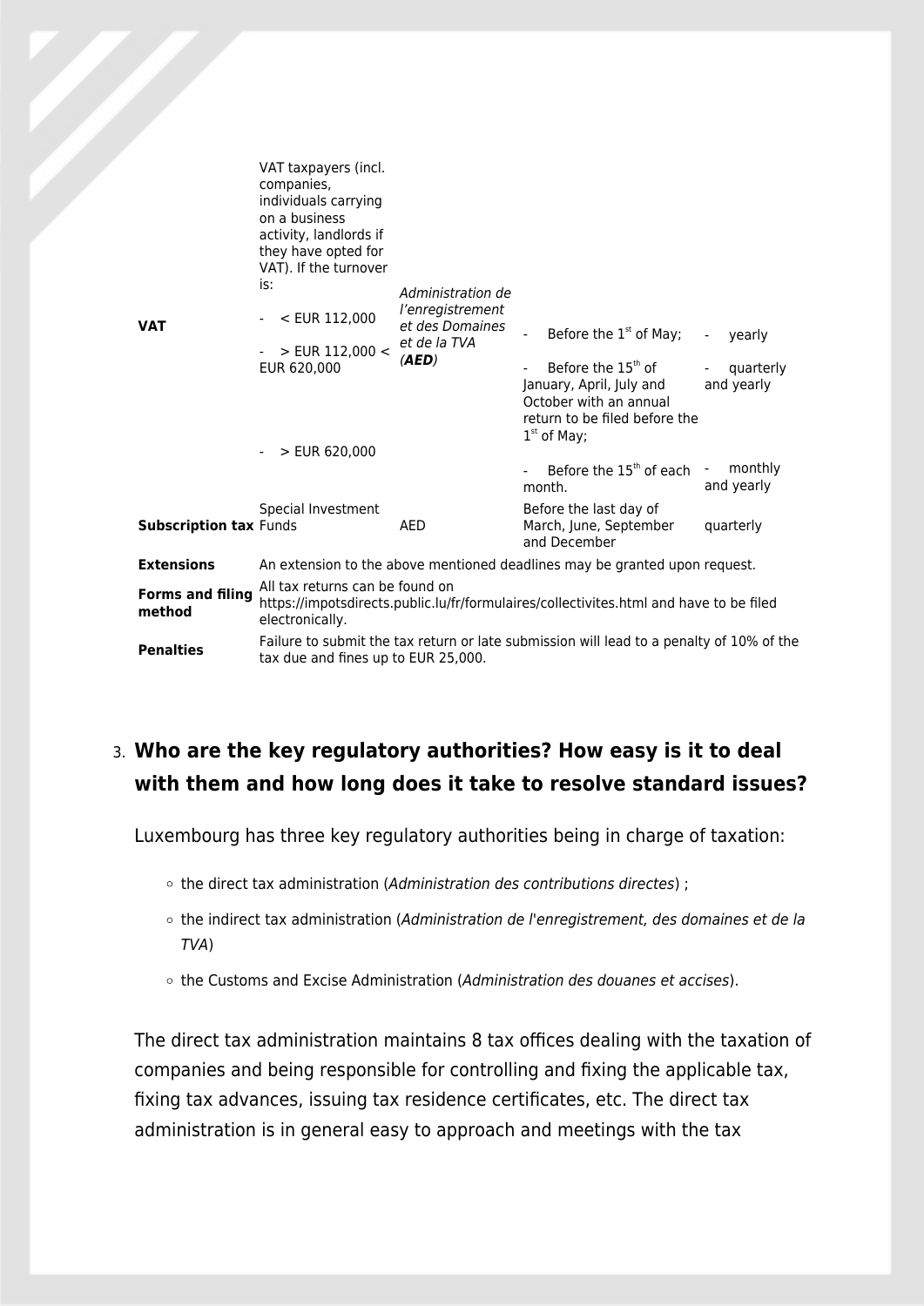| | | | | |
|---|---|---|---|---|
| **VAT** | VAT taxpayers (incl. companies, individuals carrying on a business activity, landlords if they have opted for VAT). If the turnover is:<br><br>- < EUR 112,000<br><br>- > EUR 112,000 < EUR 620,000<br><br>- > EUR 620,000 | *Administration de l'enregistrement et des Domaines et de la TVA* (***AED***) | - Before the 1st of May;<br><br>- Before the 15th of January, April, July and October with an annual return to be filed before the 1st of May;<br><br>- Before the 15th of each month. | - yearly<br><br>- quarterly and yearly<br><br>- monthly and yearly |
| **Subscription tax** | Special Investment Funds | AED | Before the last day of March, June, September and December | quarterly |
| **Extensions** | An extension to the above mentioned deadlines may be granted upon request. | | | |
| **Forms and filing method** | All tax returns can be found on https://impotsdirects.public.lu/fr/formulaires/collectivites.html and have to be filed electronically. | | | |
| **Penalties** | Failure to submit the tax return or late submission will lead to a penalty of 10% of the tax due and fines up to EUR 25,000. | | | |

3. **Who are the key regulatory authorities? How easy is it to deal with them and how long does it take to resolve standard issues?**

Luxembourg has three key regulatory authorities being in charge of taxation:

- the direct tax administration (*Administration des contributions directes*) ;
- the indirect tax administration (*Administration de l'enregistrement, des domaines et de la TVA*)
- the Customs and Excise Administration (*Administration des douanes et accises*).

The direct tax administration maintains 8 tax offices dealing with the taxation of companies and being responsible for controlling and fixing the applicable tax, fixing tax advances, issuing tax residence certificates, etc. The direct tax administration is in general easy to approach and meetings with the tax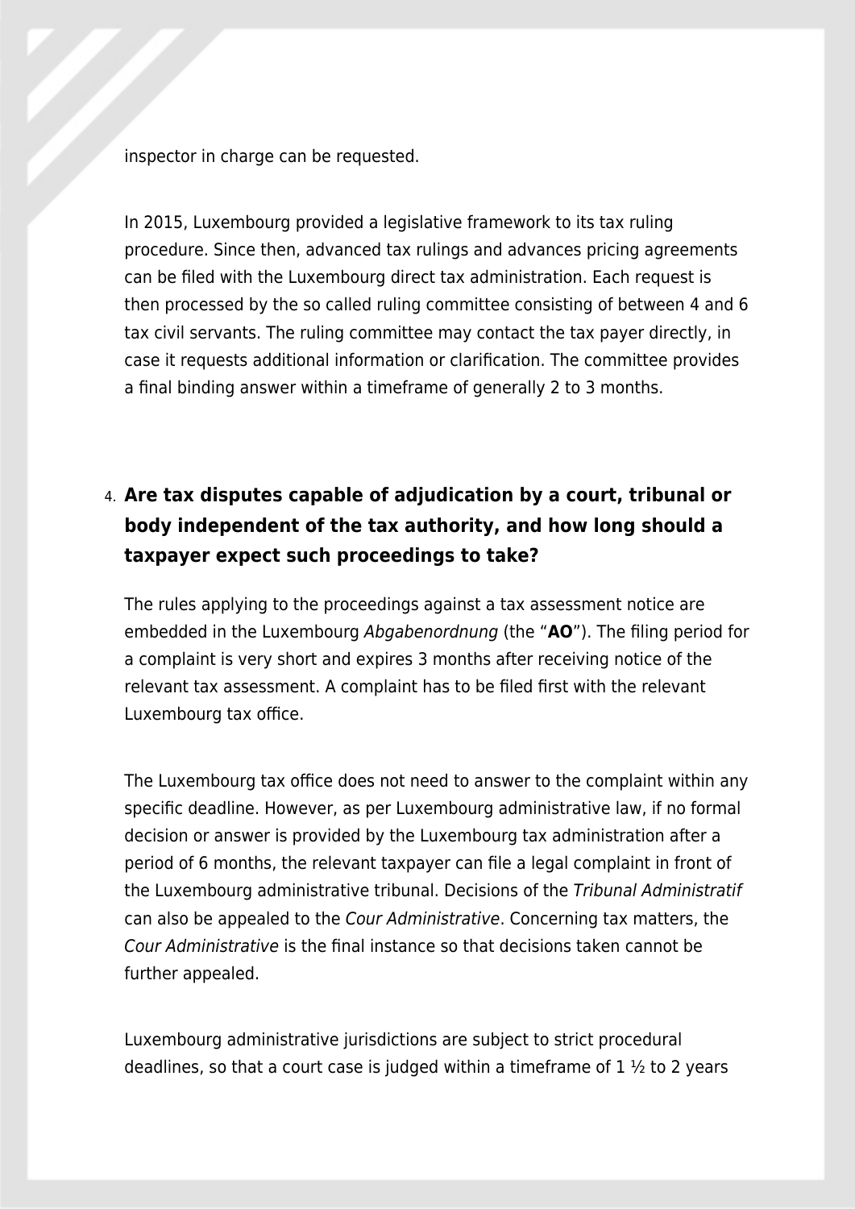inspector in charge can be requested.

In 2015, Luxembourg provided a legislative framework to its tax ruling procedure. Since then, advanced tax rulings and advances pricing agreements can be filed with the Luxembourg direct tax administration. Each request is then processed by the so called ruling committee consisting of between 4 and 6 tax civil servants. The ruling committee may contact the tax payer directly, in case it requests additional information or clarification. The committee provides a final binding answer within a timeframe of generally 2 to 3 months.

4. **Are tax disputes capable of adjudication by a court, tribunal or body independent of the tax authority, and how long should a taxpayer expect such proceedings to take?**

The rules applying to the proceedings against a tax assessment notice are embedded in the Luxembourg *Abgabenordnung* (the "**AO**"). The filing period for a complaint is very short and expires 3 months after receiving notice of the relevant tax assessment. A complaint has to be filed first with the relevant Luxembourg tax office.

The Luxembourg tax office does not need to answer to the complaint within any specific deadline. However, as per Luxembourg administrative law, if no formal decision or answer is provided by the Luxembourg tax administration after a period of 6 months, the relevant taxpayer can file a legal complaint in front of the Luxembourg administrative tribunal. Decisions of the *Tribunal Administratif* can also be appealed to the *Cour Administrative*. Concerning tax matters, the *Cour Administrative* is the final instance so that decisions taken cannot be further appealed.

Luxembourg administrative jurisdictions are subject to strict procedural deadlines, so that a court case is judged within a timeframe of 1 ½ to 2 years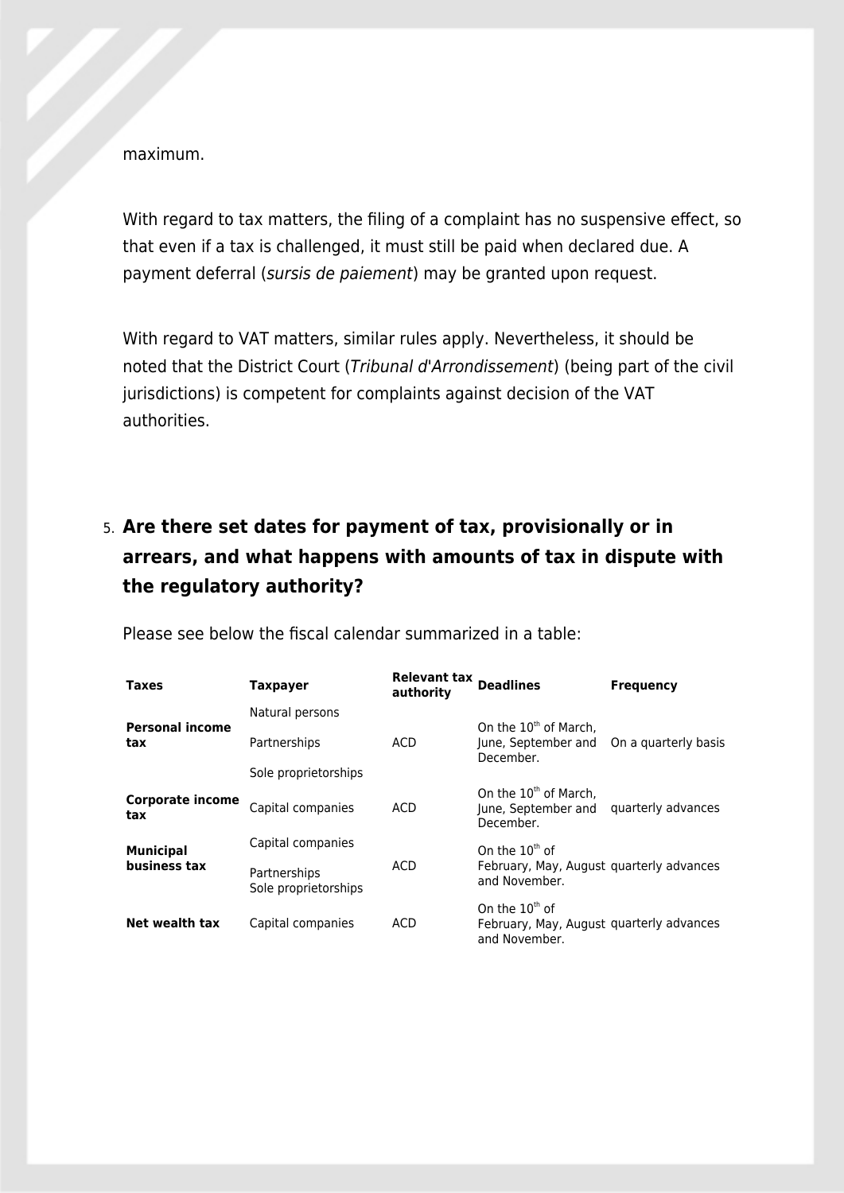maximum.

With regard to tax matters, the filing of a complaint has no suspensive effect, so that even if a tax is challenged, it must still be paid when declared due. A payment deferral (*sursis de paiement*) may be granted upon request.

With regard to VAT matters, similar rules apply. Nevertheless, it should be noted that the District Court (*Tribunal d'Arrondissement*) (being part of the civil jurisdictions) is competent for complaints against decision of the VAT authorities.

5. **Are there set dates for payment of tax, provisionally or in arrears, and what happens with amounts of tax in dispute with the regulatory authority?**

Please see below the fiscal calendar summarized in a table:

| Taxes | Taxpayer | Relevant tax authority | Deadlines | Frequency |
|---|---|---|---|---|
| **Personal income tax** | Natural persons<br>Partnerships<br>Sole proprietorships | ACD | On the 10th of March, June, September and December. | On a quarterly basis |
| **Corporate income tax** | Capital companies | ACD | On the 10th of March, June, September and December. | quarterly advances |
| **Municipal business tax** | Capital companies<br>Partnerships<br>Sole proprietorships | ACD | On the 10th of February, May, August and November. | quarterly advances |
| **Net wealth tax** | Capital companies | ACD | On the 10th of February, May, August and November. | quarterly advances |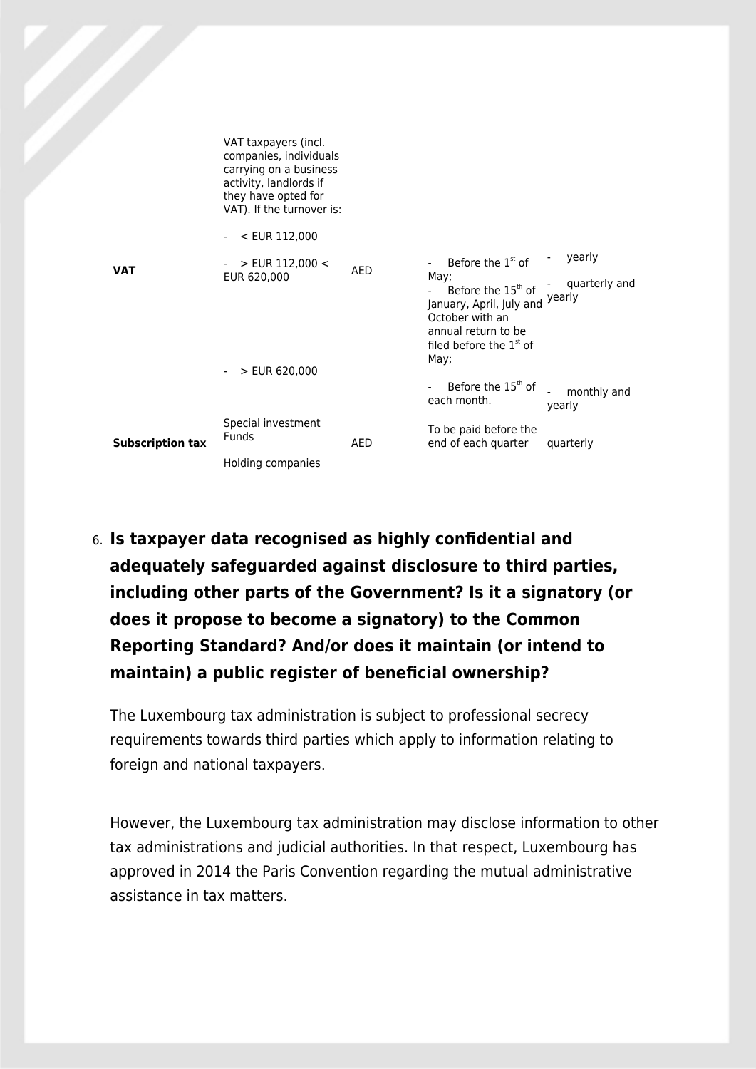| | | | | |
|---|---|---|---|---|
| **VAT** | VAT taxpayers (incl. companies, individuals carrying on a business activity, landlords if they have opted for VAT). If the turnover is:<br><br>- < EUR 112,000<br><br>- > EUR 112,000 < EUR 620,000<br><br>- > EUR 620,000 | AED | - Before the 1st of May;<br>- Before the 15th of January, April, July and October with an annual return to be filed before the 1st of May;<br><br>- Before the 15th of each month. | - yearly<br><br>- quarterly and yearly<br><br>- monthly and yearly |
| **Subscription tax** | Special investment Funds<br><br>Holding companies | AED | To be paid before the end of each quarter | quarterly |

6. **Is taxpayer data recognised as highly confidential and adequately safeguarded against disclosure to third parties, including other parts of the Government? Is it a signatory (or does it propose to become a signatory) to the Common Reporting Standard? And/or does it maintain (or intend to maintain) a public register of beneficial ownership?**

The Luxembourg tax administration is subject to professional secrecy requirements towards third parties which apply to information relating to foreign and national taxpayers.

However, the Luxembourg tax administration may disclose information to other tax administrations and judicial authorities. In that respect, Luxembourg has approved in 2014 the Paris Convention regarding the mutual administrative assistance in tax matters.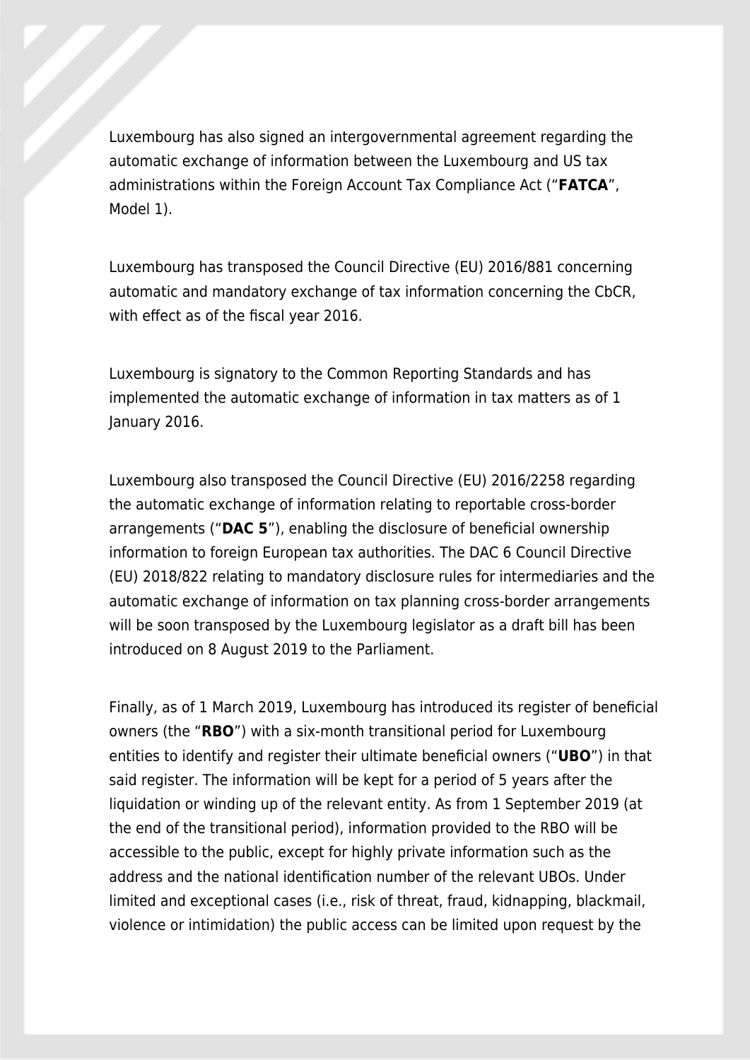Luxembourg has also signed an intergovernmental agreement regarding the automatic exchange of information between the Luxembourg and US tax administrations within the Foreign Account Tax Compliance Act ("**FATCA**", Model 1).

Luxembourg has transposed the Council Directive (EU) 2016/881 concerning automatic and mandatory exchange of tax information concerning the CbCR, with effect as of the fiscal year 2016.

Luxembourg is signatory to the Common Reporting Standards and has implemented the automatic exchange of information in tax matters as of 1 January 2016.

Luxembourg also transposed the Council Directive (EU) 2016/2258 regarding the automatic exchange of information relating to reportable cross-border arrangements ("**DAC 5**"), enabling the disclosure of beneficial ownership information to foreign European tax authorities. The DAC 6 Council Directive (EU) 2018/822 relating to mandatory disclosure rules for intermediaries and the automatic exchange of information on tax planning cross-border arrangements will be soon transposed by the Luxembourg legislator as a draft bill has been introduced on 8 August 2019 to the Parliament.

Finally, as of 1 March 2019, Luxembourg has introduced its register of beneficial owners (the "**RBO**") with a six-month transitional period for Luxembourg entities to identify and register their ultimate beneficial owners ("**UBO**") in that said register. The information will be kept for a period of 5 years after the liquidation or winding up of the relevant entity. As from 1 September 2019 (at the end of the transitional period), information provided to the RBO will be accessible to the public, except for highly private information such as the address and the national identification number of the relevant UBOs. Under limited and exceptional cases (i.e., risk of threat, fraud, kidnapping, blackmail, violence or intimidation) the public access can be limited upon request by the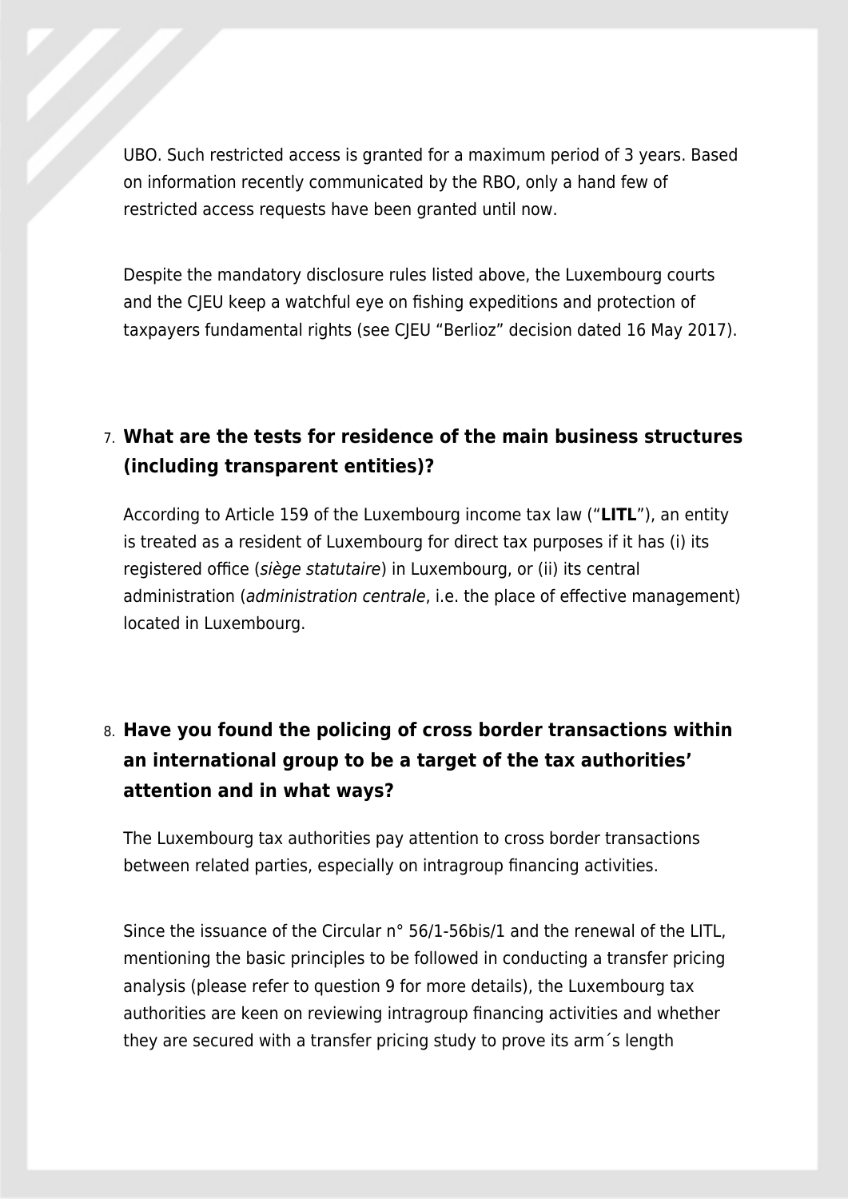UBO. Such restricted access is granted for a maximum period of 3 years. Based on information recently communicated by the RBO, only a hand few of restricted access requests have been granted until now.

Despite the mandatory disclosure rules listed above, the Luxembourg courts and the CJEU keep a watchful eye on fishing expeditions and protection of taxpayers fundamental rights (see CJEU "Berlioz" decision dated 16 May 2017).

7. **What are the tests for residence of the main business structures (including transparent entities)?**

According to Article 159 of the Luxembourg income tax law ("**LITL**"), an entity is treated as a resident of Luxembourg for direct tax purposes if it has (i) its registered office (*siège statutaire*) in Luxembourg, or (ii) its central administration (*administration centrale*, i.e. the place of effective management) located in Luxembourg.

8. **Have you found the policing of cross border transactions within an international group to be a target of the tax authorities' attention and in what ways?**

The Luxembourg tax authorities pay attention to cross border transactions between related parties, especially on intragroup financing activities.

Since the issuance of the Circular n° 56/1-56bis/1 and the renewal of the LITL, mentioning the basic principles to be followed in conducting a transfer pricing analysis (please refer to question 9 for more details), the Luxembourg tax authorities are keen on reviewing intragroup financing activities and whether they are secured with a transfer pricing study to prove its arm´s length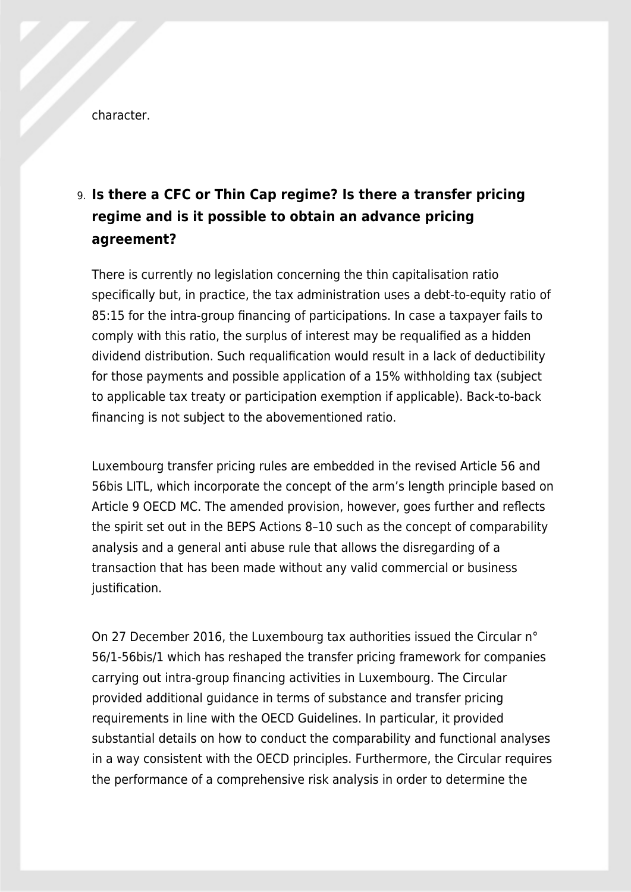character.

9. **Is there a CFC or Thin Cap regime? Is there a transfer pricing regime and is it possible to obtain an advance pricing agreement?**

There is currently no legislation concerning the thin capitalisation ratio specifically but, in practice, the tax administration uses a debt-to-equity ratio of 85:15 for the intra-group financing of participations. In case a taxpayer fails to comply with this ratio, the surplus of interest may be requalified as a hidden dividend distribution. Such requalification would result in a lack of deductibility for those payments and possible application of a 15% withholding tax (subject to applicable tax treaty or participation exemption if applicable). Back-to-back financing is not subject to the abovementioned ratio.

Luxembourg transfer pricing rules are embedded in the revised Article 56 and 56bis LITL, which incorporate the concept of the arm's length principle based on Article 9 OECD MC. The amended provision, however, goes further and reflects the spirit set out in the BEPS Actions 8–10 such as the concept of comparability analysis and a general anti abuse rule that allows the disregarding of a transaction that has been made without any valid commercial or business justification.

On 27 December 2016, the Luxembourg tax authorities issued the Circular n° 56/1-56bis/1 which has reshaped the transfer pricing framework for companies carrying out intra-group financing activities in Luxembourg. The Circular provided additional guidance in terms of substance and transfer pricing requirements in line with the OECD Guidelines. In particular, it provided substantial details on how to conduct the comparability and functional analyses in a way consistent with the OECD principles. Furthermore, the Circular requires the performance of a comprehensive risk analysis in order to determine the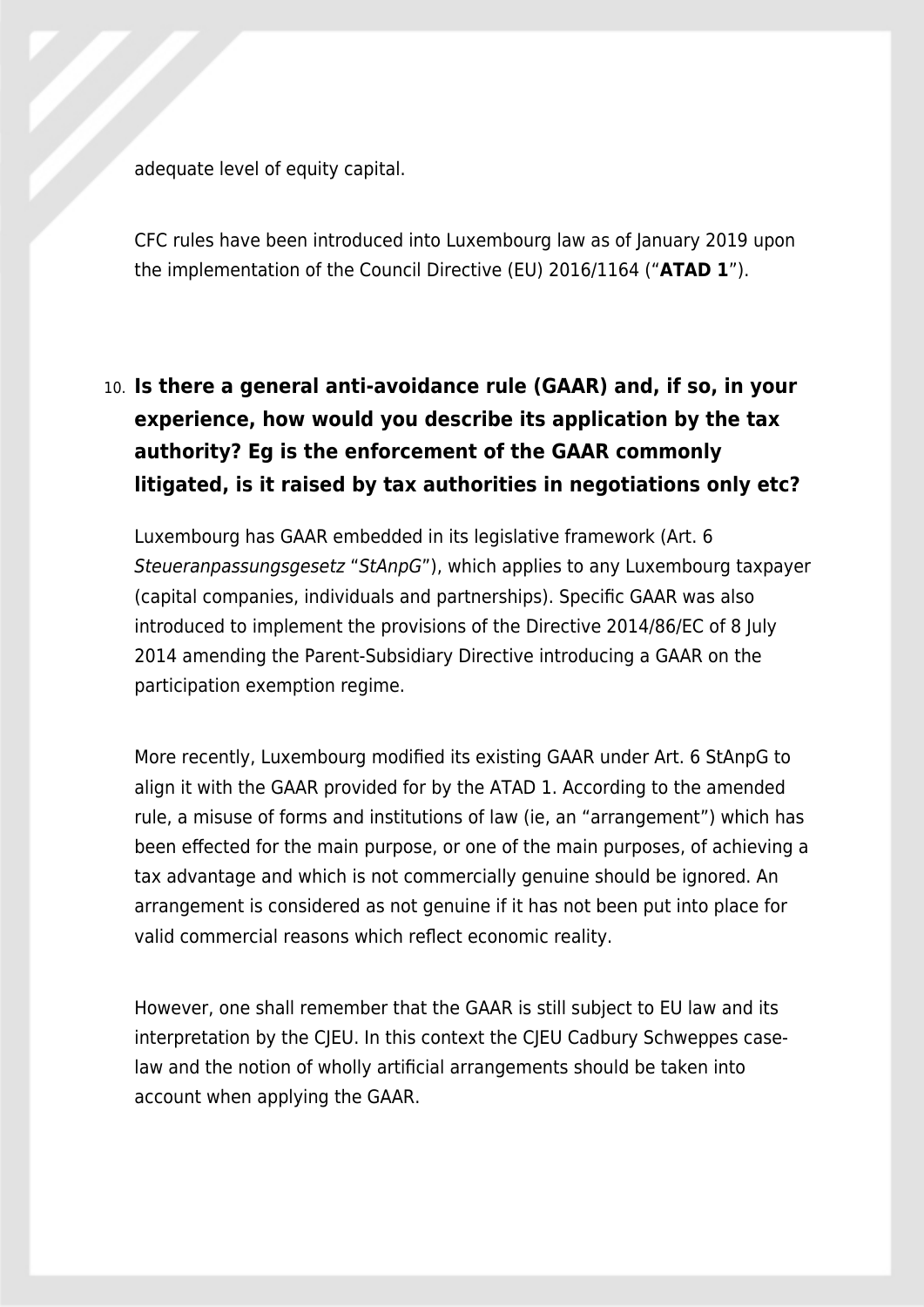adequate level of equity capital.

CFC rules have been introduced into Luxembourg law as of January 2019 upon the implementation of the Council Directive (EU) 2016/1164 ("**ATAD 1**").

10. **Is there a general anti-avoidance rule (GAAR) and, if so, in your experience, how would you describe its application by the tax authority? Eg is the enforcement of the GAAR commonly litigated, is it raised by tax authorities in negotiations only etc?**

Luxembourg has GAAR embedded in its legislative framework (Art. 6 *Steueranpassungsgesetz* "*StAnpG*"), which applies to any Luxembourg taxpayer (capital companies, individuals and partnerships). Specific GAAR was also introduced to implement the provisions of the Directive 2014/86/EC of 8 July 2014 amending the Parent-Subsidiary Directive introducing a GAAR on the participation exemption regime.

More recently, Luxembourg modified its existing GAAR under Art. 6 StAnpG to align it with the GAAR provided for by the ATAD 1. According to the amended rule, a misuse of forms and institutions of law (ie, an "arrangement") which has been effected for the main purpose, or one of the main purposes, of achieving a tax advantage and which is not commercially genuine should be ignored. An arrangement is considered as not genuine if it has not been put into place for valid commercial reasons which reflect economic reality.

However, one shall remember that the GAAR is still subject to EU law and its interpretation by the CJEU. In this context the CJEU Cadbury Schweppes case-law and the notion of wholly artificial arrangements should be taken into account when applying the GAAR.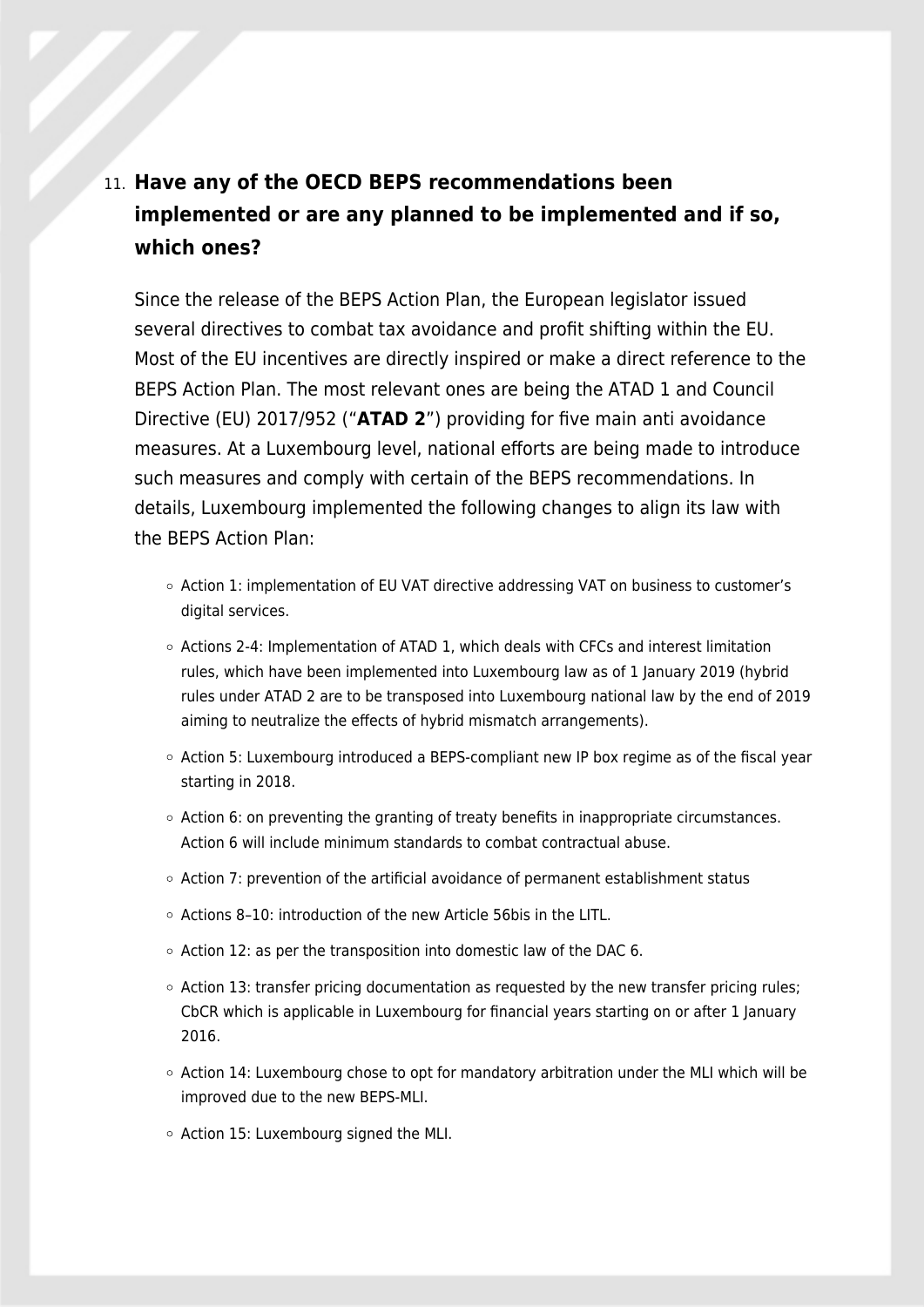11. **Have any of the OECD BEPS recommendations been implemented or are any planned to be implemented and if so, which ones?**

Since the release of the BEPS Action Plan, the European legislator issued several directives to combat tax avoidance and profit shifting within the EU. Most of the EU incentives are directly inspired or make a direct reference to the BEPS Action Plan. The most relevant ones are being the ATAD 1 and Council Directive (EU) 2017/952 ("**ATAD 2**") providing for five main anti avoidance measures. At a Luxembourg level, national efforts are being made to introduce such measures and comply with certain of the BEPS recommendations. In details, Luxembourg implemented the following changes to align its law with the BEPS Action Plan:

- Action 1: implementation of EU VAT directive addressing VAT on business to customer's digital services.
- Actions 2-4: Implementation of ATAD 1, which deals with CFCs and interest limitation rules, which have been implemented into Luxembourg law as of 1 January 2019 (hybrid rules under ATAD 2 are to be transposed into Luxembourg national law by the end of 2019 aiming to neutralize the effects of hybrid mismatch arrangements).
- Action 5: Luxembourg introduced a BEPS-compliant new IP box regime as of the fiscal year starting in 2018.
- Action 6: on preventing the granting of treaty benefits in inappropriate circumstances. Action 6 will include minimum standards to combat contractual abuse.
- Action 7: prevention of the artificial avoidance of permanent establishment status
- Actions 8–10: introduction of the new Article 56bis in the LITL.
- Action 12: as per the transposition into domestic law of the DAC 6.
- Action 13: transfer pricing documentation as requested by the new transfer pricing rules; CbCR which is applicable in Luxembourg for financial years starting on or after 1 January 2016.
- Action 14: Luxembourg chose to opt for mandatory arbitration under the MLI which will be improved due to the new BEPS-MLI.
- Action 15: Luxembourg signed the MLI.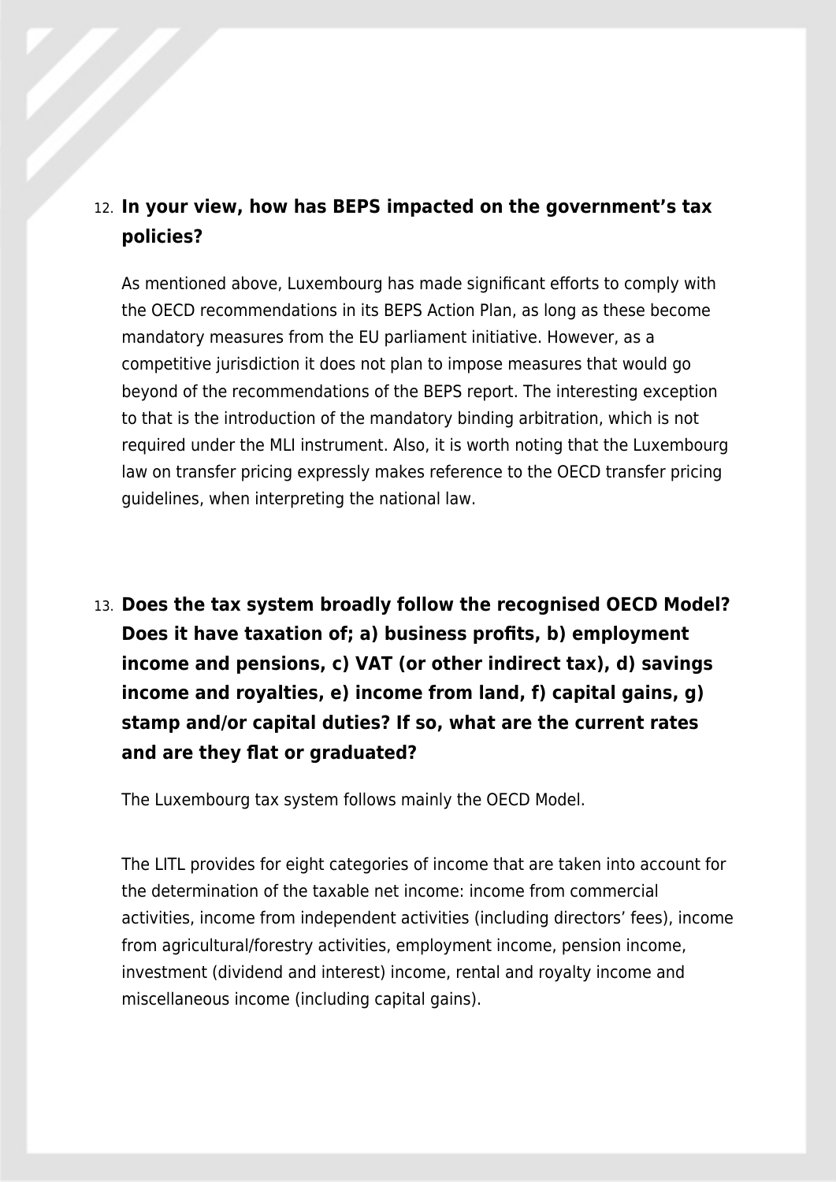12. **In your view, how has BEPS impacted on the government's tax policies?**

As mentioned above, Luxembourg has made significant efforts to comply with the OECD recommendations in its BEPS Action Plan, as long as these become mandatory measures from the EU parliament initiative. However, as a competitive jurisdiction it does not plan to impose measures that would go beyond of the recommendations of the BEPS report. The interesting exception to that is the introduction of the mandatory binding arbitration, which is not required under the MLI instrument. Also, it is worth noting that the Luxembourg law on transfer pricing expressly makes reference to the OECD transfer pricing guidelines, when interpreting the national law.

13. **Does the tax system broadly follow the recognised OECD Model? Does it have taxation of; a) business profits, b) employment income and pensions, c) VAT (or other indirect tax), d) savings income and royalties, e) income from land, f) capital gains, g) stamp and/or capital duties? If so, what are the current rates and are they flat or graduated?**

The Luxembourg tax system follows mainly the OECD Model.

The LITL provides for eight categories of income that are taken into account for the determination of the taxable net income: income from commercial activities, income from independent activities (including directors' fees), income from agricultural/forestry activities, employment income, pension income, investment (dividend and interest) income, rental and royalty income and miscellaneous income (including capital gains).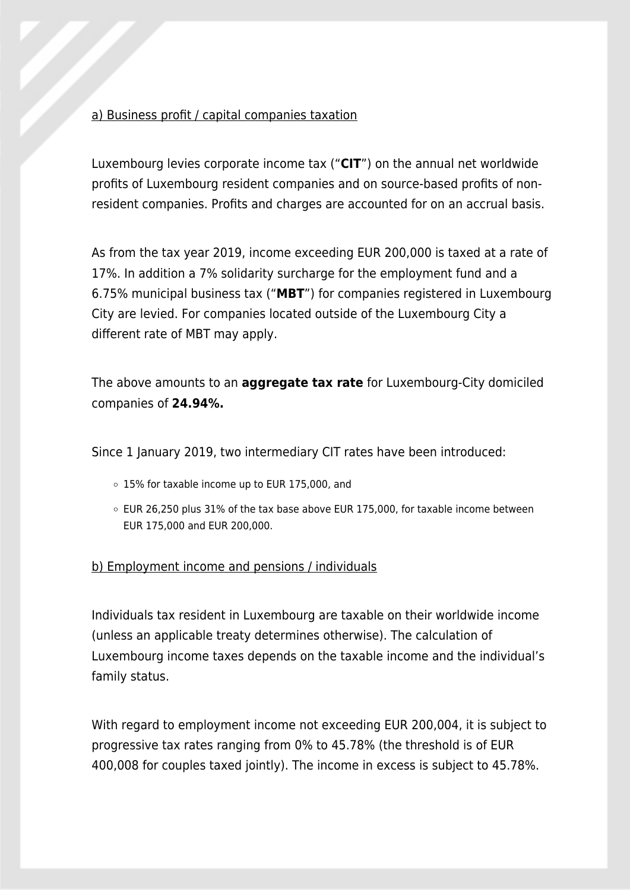a) Business profit / capital companies taxation

Luxembourg levies corporate income tax (“**CIT**”) on the annual net worldwide profits of Luxembourg resident companies and on source-based profits of non-resident companies. Profits and charges are accounted for on an accrual basis.

As from the tax year 2019, income exceeding EUR 200,000 is taxed at a rate of 17%. In addition a 7% solidarity surcharge for the employment fund and a 6.75% municipal business tax (“**MBT**”) for companies registered in Luxembourg City are levied. For companies located outside of the Luxembourg City a different rate of MBT may apply.

The above amounts to an **aggregate tax rate** for Luxembourg-City domiciled companies of **24.94%.**

Since 1 January 2019, two intermediary CIT rates have been introduced:

- 15% for taxable income up to EUR 175,000, and
- EUR 26,250 plus 31% of the tax base above EUR 175,000, for taxable income between EUR 175,000 and EUR 200,000.

b) Employment income and pensions / individuals

Individuals tax resident in Luxembourg are taxable on their worldwide income (unless an applicable treaty determines otherwise). The calculation of Luxembourg income taxes depends on the taxable income and the individual’s family status.

With regard to employment income not exceeding EUR 200,004, it is subject to progressive tax rates ranging from 0% to 45.78% (the threshold is of EUR 400,008 for couples taxed jointly). The income in excess is subject to 45.78%.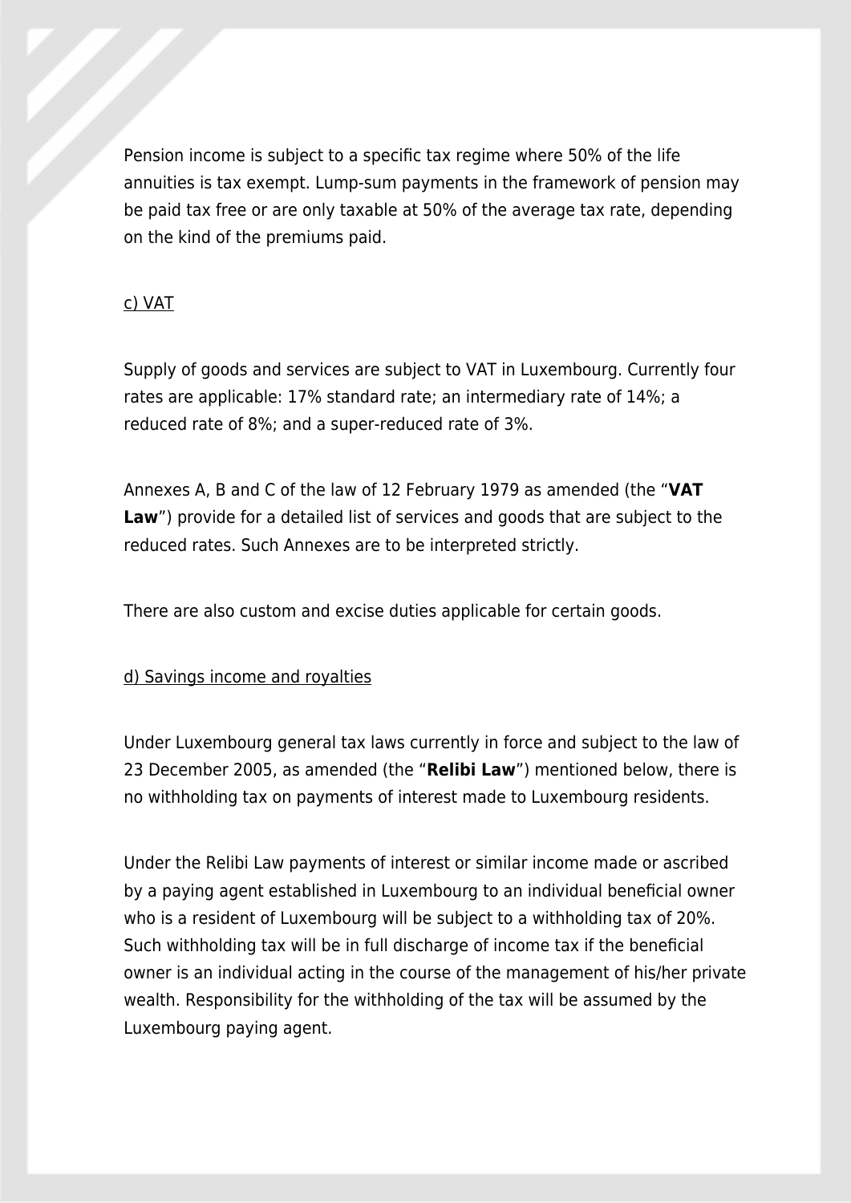Pension income is subject to a specific tax regime where 50% of the life annuities is tax exempt. Lump-sum payments in the framework of pension may be paid tax free or are only taxable at 50% of the average tax rate, depending on the kind of the premiums paid.

<u>c) VAT</u>

Supply of goods and services are subject to VAT in Luxembourg. Currently four rates are applicable: 17% standard rate; an intermediary rate of 14%; a reduced rate of 8%; and a super-reduced rate of 3%.

Annexes A, B and C of the law of 12 February 1979 as amended (the "**VAT Law**") provide for a detailed list of services and goods that are subject to the reduced rates. Such Annexes are to be interpreted strictly.

There are also custom and excise duties applicable for certain goods.

<u>d) Savings income and royalties</u>

Under Luxembourg general tax laws currently in force and subject to the law of 23 December 2005, as amended (the "**Relibi Law**") mentioned below, there is no withholding tax on payments of interest made to Luxembourg residents.

Under the Relibi Law payments of interest or similar income made or ascribed by a paying agent established in Luxembourg to an individual beneficial owner who is a resident of Luxembourg will be subject to a withholding tax of 20%. Such withholding tax will be in full discharge of income tax if the beneficial owner is an individual acting in the course of the management of his/her private wealth. Responsibility for the withholding of the tax will be assumed by the Luxembourg paying agent.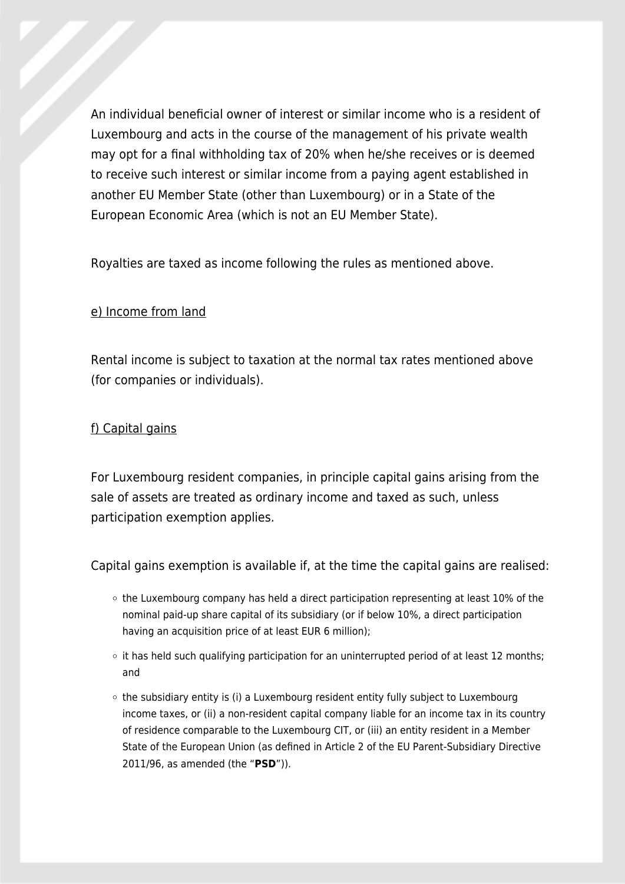An individual beneficial owner of interest or similar income who is a resident of Luxembourg and acts in the course of the management of his private wealth may opt for a final withholding tax of 20% when he/she receives or is deemed to receive such interest or similar income from a paying agent established in another EU Member State (other than Luxembourg) or in a State of the European Economic Area (which is not an EU Member State).

Royalties are taxed as income following the rules as mentioned above.

e) Income from land

Rental income is subject to taxation at the normal tax rates mentioned above (for companies or individuals).

f) Capital gains

For Luxembourg resident companies, in principle capital gains arising from the sale of assets are treated as ordinary income and taxed as such, unless participation exemption applies.

Capital gains exemption is available if, at the time the capital gains are realised:

- the Luxembourg company has held a direct participation representing at least 10% of the nominal paid-up share capital of its subsidiary (or if below 10%, a direct participation having an acquisition price of at least EUR 6 million);
- it has held such qualifying participation for an uninterrupted period of at least 12 months; and
- the subsidiary entity is (i) a Luxembourg resident entity fully subject to Luxembourg income taxes, or (ii) a non-resident capital company liable for an income tax in its country of residence comparable to the Luxembourg CIT, or (iii) an entity resident in a Member State of the European Union (as defined in Article 2 of the EU Parent-Subsidiary Directive 2011/96, as amended (the "**PSD**")).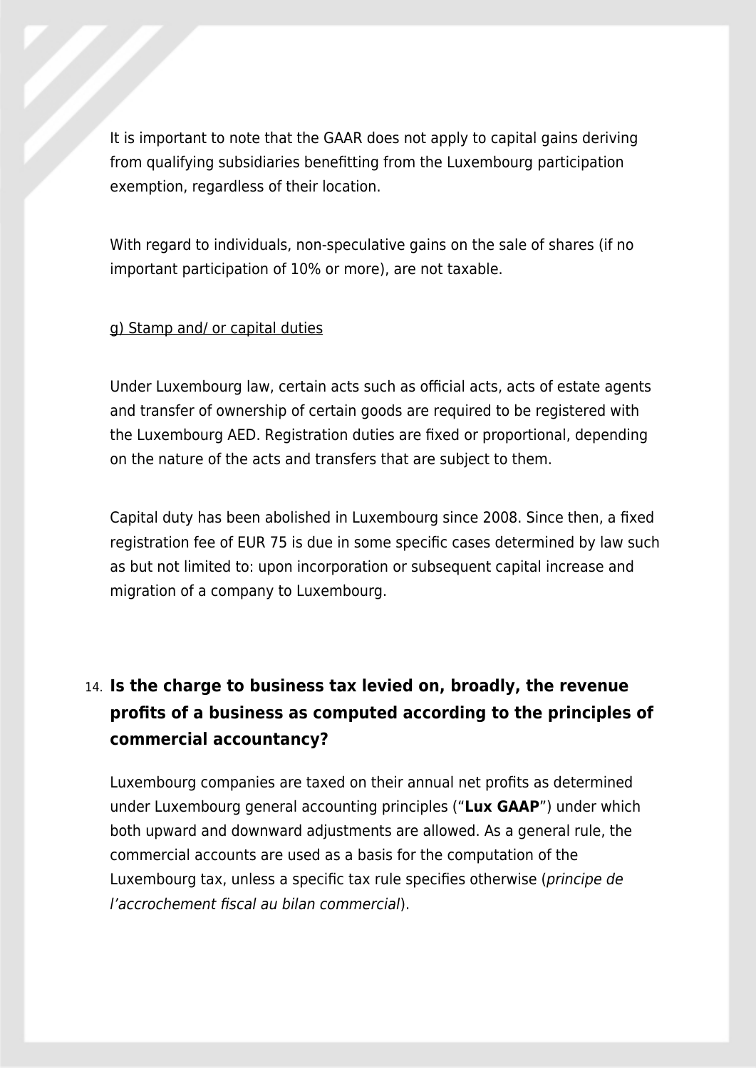It is important to note that the GAAR does not apply to capital gains deriving from qualifying subsidiaries benefitting from the Luxembourg participation exemption, regardless of their location.

With regard to individuals, non-speculative gains on the sale of shares (if no important participation of 10% or more), are not taxable.

<u>g) Stamp and/ or capital duties</u>

Under Luxembourg law, certain acts such as official acts, acts of estate agents and transfer of ownership of certain goods are required to be registered with the Luxembourg AED. Registration duties are fixed or proportional, depending on the nature of the acts and transfers that are subject to them.

Capital duty has been abolished in Luxembourg since 2008. Since then, a fixed registration fee of EUR 75 is due in some specific cases determined by law such as but not limited to: upon incorporation or subsequent capital increase and migration of a company to Luxembourg.

## 14. Is the charge to business tax levied on, broadly, the revenue profits of a business as computed according to the principles of commercial accountancy?

Luxembourg companies are taxed on their annual net profits as determined under Luxembourg general accounting principles ("**Lux GAAP**") under which both upward and downward adjustments are allowed. As a general rule, the commercial accounts are used as a basis for the computation of the Luxembourg tax, unless a specific tax rule specifies otherwise (*principe de l'accrochement fiscal au bilan commercial*).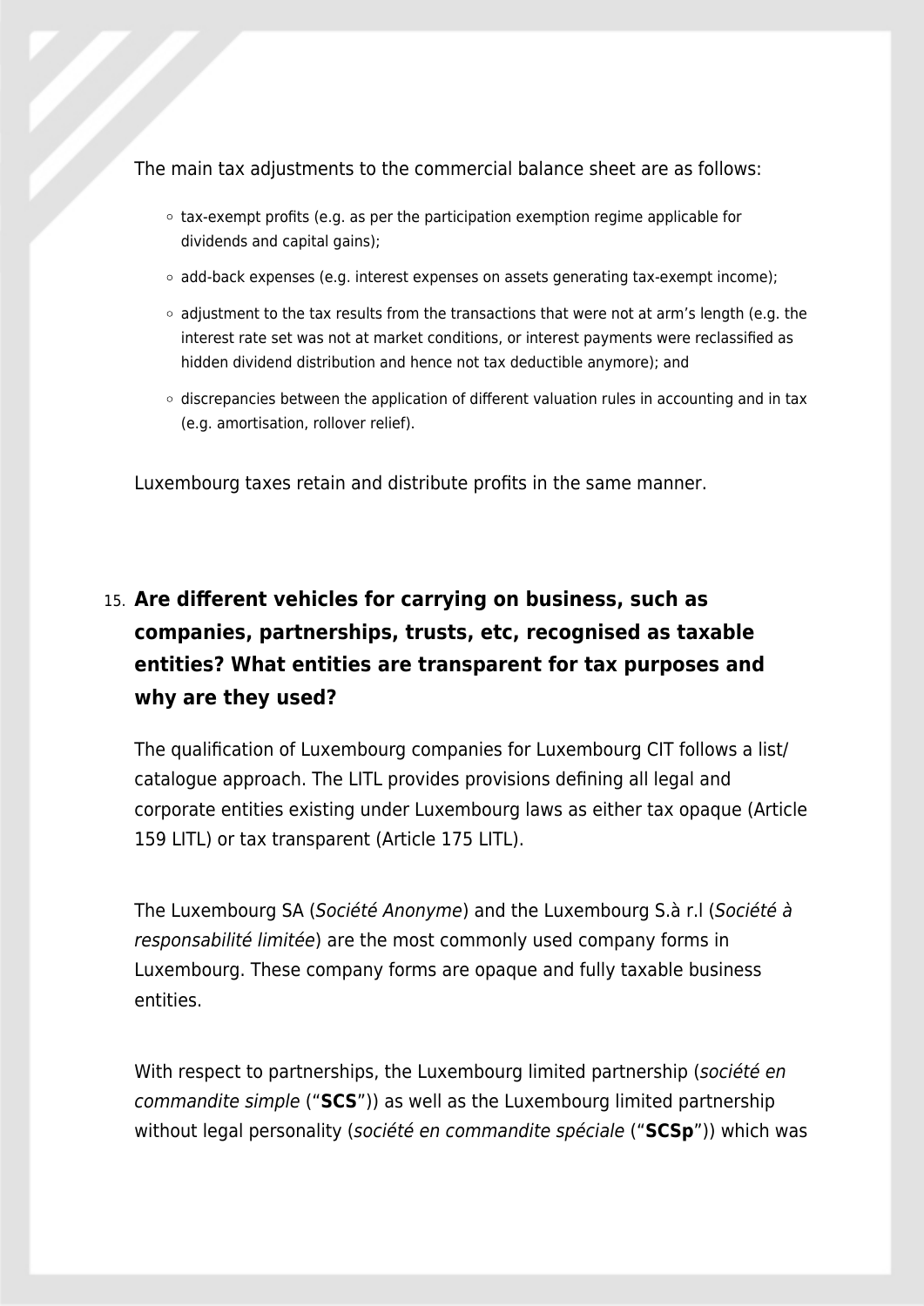The main tax adjustments to the commercial balance sheet are as follows:

- tax-exempt profits (e.g. as per the participation exemption regime applicable for dividends and capital gains);
- add-back expenses (e.g. interest expenses on assets generating tax-exempt income);
- adjustment to the tax results from the transactions that were not at arm's length (e.g. the interest rate set was not at market conditions, or interest payments were reclassified as hidden dividend distribution and hence not tax deductible anymore); and
- discrepancies between the application of different valuation rules in accounting and in tax (e.g. amortisation, rollover relief).

Luxembourg taxes retain and distribute profits in the same manner.

15. **Are different vehicles for carrying on business, such as companies, partnerships, trusts, etc, recognised as taxable entities? What entities are transparent for tax purposes and why are they used?**

The qualification of Luxembourg companies for Luxembourg CIT follows a list/catalogue approach. The LITL provides provisions defining all legal and corporate entities existing under Luxembourg laws as either tax opaque (Article 159 LITL) or tax transparent (Article 175 LITL).

The Luxembourg SA (*Société Anonyme*) and the Luxembourg S.à r.l (*Société à responsabilité limitée*) are the most commonly used company forms in Luxembourg. These company forms are opaque and fully taxable business entities.

With respect to partnerships, the Luxembourg limited partnership (*société en commandite simple* ("**SCS**")) as well as the Luxembourg limited partnership without legal personality (*société en commandite spéciale* ("**SCSp**")) which was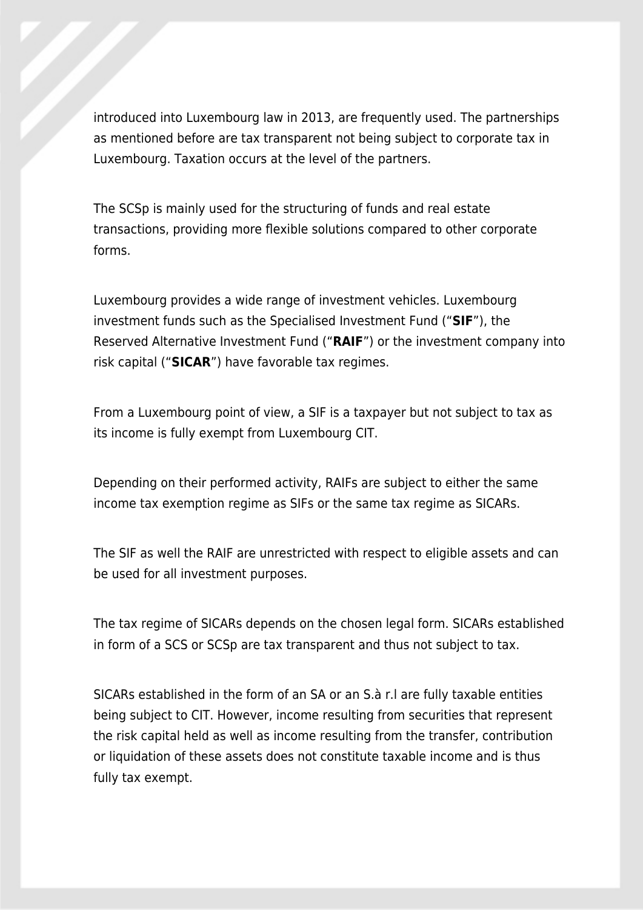introduced into Luxembourg law in 2013, are frequently used. The partnerships as mentioned before are tax transparent not being subject to corporate tax in Luxembourg. Taxation occurs at the level of the partners.

The SCSp is mainly used for the structuring of funds and real estate transactions, providing more flexible solutions compared to other corporate forms.

Luxembourg provides a wide range of investment vehicles. Luxembourg investment funds such as the Specialised Investment Fund ("**SIF**"), the Reserved Alternative Investment Fund ("**RAIF**") or the investment company into risk capital ("**SICAR**") have favorable tax regimes.

From a Luxembourg point of view, a SIF is a taxpayer but not subject to tax as its income is fully exempt from Luxembourg CIT.

Depending on their performed activity, RAIFs are subject to either the same income tax exemption regime as SIFs or the same tax regime as SICARs.

The SIF as well the RAIF are unrestricted with respect to eligible assets and can be used for all investment purposes.

The tax regime of SICARs depends on the chosen legal form. SICARs established in form of a SCS or SCSp are tax transparent and thus not subject to tax.

SICARs established in the form of an SA or an S.à r.l are fully taxable entities being subject to CIT. However, income resulting from securities that represent the risk capital held as well as income resulting from the transfer, contribution or liquidation of these assets does not constitute taxable income and is thus fully tax exempt.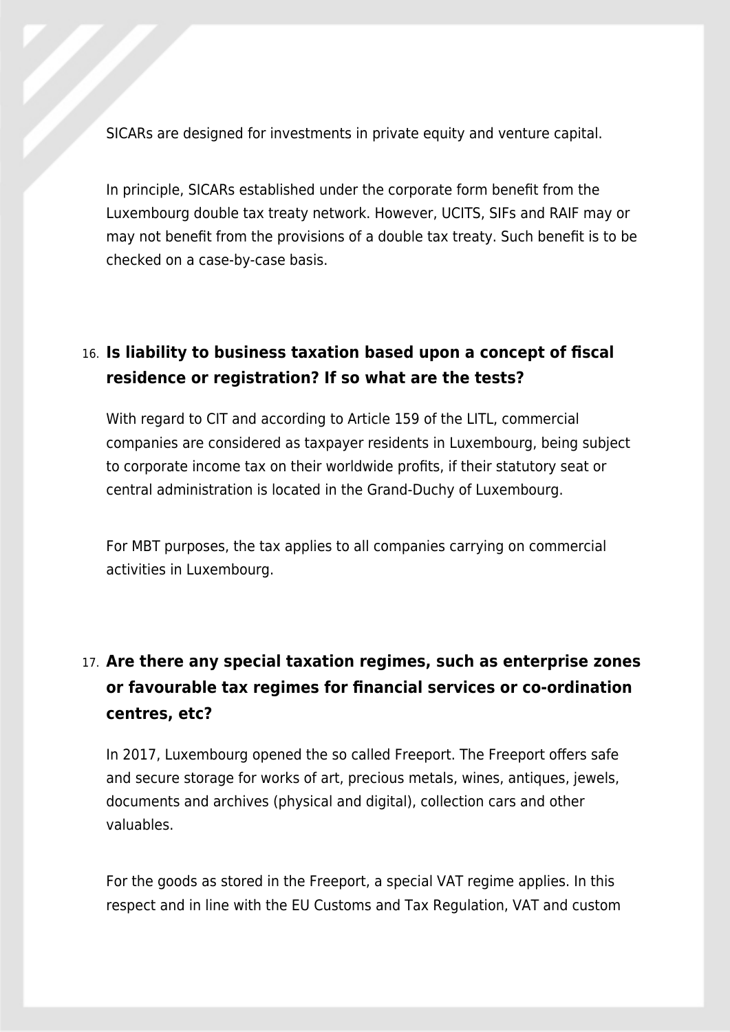SICARs are designed for investments in private equity and venture capital.

In principle, SICARs established under the corporate form benefit from the Luxembourg double tax treaty network. However, UCITS, SIFs and RAIF may or may not benefit from the provisions of a double tax treaty. Such benefit is to be checked on a case-by-case basis.

## 16. Is liability to business taxation based upon a concept of fiscal residence or registration? If so what are the tests?

With regard to CIT and according to Article 159 of the LITL, commercial companies are considered as taxpayer residents in Luxembourg, being subject to corporate income tax on their worldwide profits, if their statutory seat or central administration is located in the Grand-Duchy of Luxembourg.

For MBT purposes, the tax applies to all companies carrying on commercial activities in Luxembourg.

## 17. Are there any special taxation regimes, such as enterprise zones or favourable tax regimes for financial services or co-ordination centres, etc?

In 2017, Luxembourg opened the so called Freeport. The Freeport offers safe and secure storage for works of art, precious metals, wines, antiques, jewels, documents and archives (physical and digital), collection cars and other valuables.

For the goods as stored in the Freeport, a special VAT regime applies. In this respect and in line with the EU Customs and Tax Regulation, VAT and custom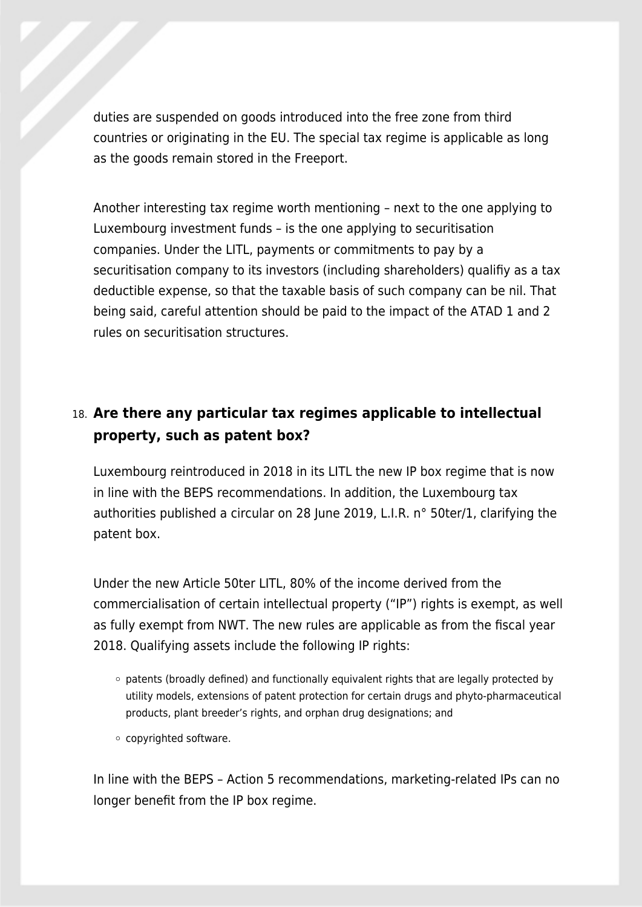duties are suspended on goods introduced into the free zone from third countries or originating in the EU. The special tax regime is applicable as long as the goods remain stored in the Freeport.

Another interesting tax regime worth mentioning – next to the one applying to Luxembourg investment funds – is the one applying to securitisation companies. Under the LITL, payments or commitments to pay by a securitisation company to its investors (including shareholders) qualifiy as a tax deductible expense, so that the taxable basis of such company can be nil. That being said, careful attention should be paid to the impact of the ATAD 1 and 2 rules on securitisation structures.

### 18. Are there any particular tax regimes applicable to intellectual property, such as patent box?

Luxembourg reintroduced in 2018 in its LITL the new IP box regime that is now in line with the BEPS recommendations. In addition, the Luxembourg tax authorities published a circular on 28 June 2019, L.I.R. n° 50ter/1, clarifying the patent box.

Under the new Article 50ter LITL, 80% of the income derived from the commercialisation of certain intellectual property ("IP") rights is exempt, as well as fully exempt from NWT. The new rules are applicable as from the fiscal year 2018. Qualifying assets include the following IP rights:

- patents (broadly defined) and functionally equivalent rights that are legally protected by utility models, extensions of patent protection for certain drugs and phyto-pharmaceutical products, plant breeder's rights, and orphan drug designations; and
- copyrighted software.

In line with the BEPS – Action 5 recommendations, marketing-related IPs can no longer benefit from the IP box regime.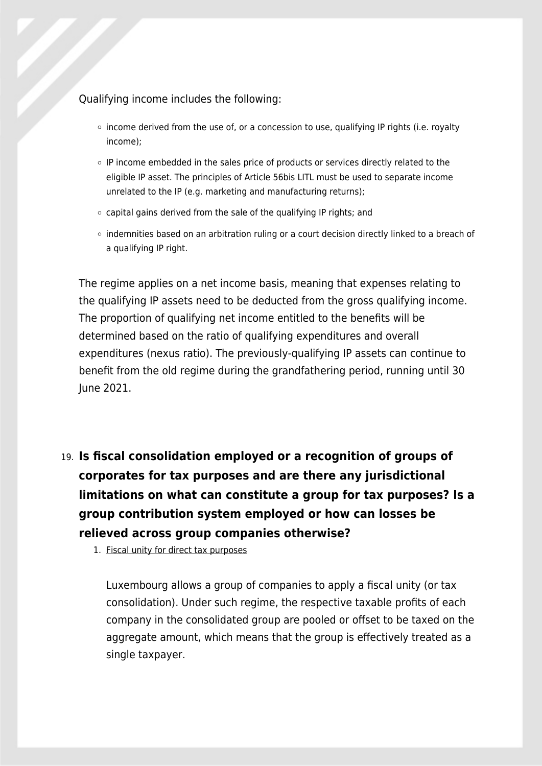Qualifying income includes the following:

- income derived from the use of, or a concession to use, qualifying IP rights (i.e. royalty income);
- IP income embedded in the sales price of products or services directly related to the eligible IP asset. The principles of Article 56bis LITL must be used to separate income unrelated to the IP (e.g. marketing and manufacturing returns);
- capital gains derived from the sale of the qualifying IP rights; and
- indemnities based on an arbitration ruling or a court decision directly linked to a breach of a qualifying IP right.

The regime applies on a net income basis, meaning that expenses relating to the qualifying IP assets need to be deducted from the gross qualifying income. The proportion of qualifying net income entitled to the benefits will be determined based on the ratio of qualifying expenditures and overall expenditures (nexus ratio). The previously-qualifying IP assets can continue to benefit from the old regime during the grandfathering period, running until 30 June 2021.

## 19. Is fiscal consolidation employed or a recognition of groups of corporates for tax purposes and are there any jurisdictional limitations on what can constitute a group for tax purposes? Is a group contribution system employed or how can losses be relieved across group companies otherwise?

1. Fiscal unity for direct tax purposes

   Luxembourg allows a group of companies to apply a fiscal unity (or tax consolidation). Under such regime, the respective taxable profits of each company in the consolidated group are pooled or offset to be taxed on the aggregate amount, which means that the group is effectively treated as a single taxpayer.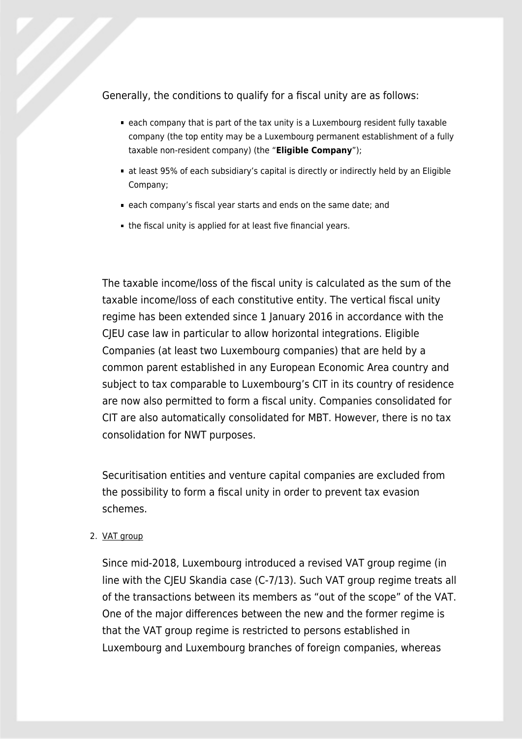Generally, the conditions to qualify for a fiscal unity are as follows:

- each company that is part of the tax unity is a Luxembourg resident fully taxable company (the top entity may be a Luxembourg permanent establishment of a fully taxable non-resident company) (the "**Eligible Company**");
- at least 95% of each subsidiary's capital is directly or indirectly held by an Eligible Company;
- each company's fiscal year starts and ends on the same date; and
- the fiscal unity is applied for at least five financial years.

The taxable income/loss of the fiscal unity is calculated as the sum of the taxable income/loss of each constitutive entity. The vertical fiscal unity regime has been extended since 1 January 2016 in accordance with the CJEU case law in particular to allow horizontal integrations. Eligible Companies (at least two Luxembourg companies) that are held by a common parent established in any European Economic Area country and subject to tax comparable to Luxembourg's CIT in its country of residence are now also permitted to form a fiscal unity. Companies consolidated for CIT are also automatically consolidated for MBT. However, there is no tax consolidation for NWT purposes.

Securitisation entities and venture capital companies are excluded from the possibility to form a fiscal unity in order to prevent tax evasion schemes.

2. VAT group

Since mid-2018, Luxembourg introduced a revised VAT group regime (in line with the CJEU Skandia case (C-7/13). Such VAT group regime treats all of the transactions between its members as "out of the scope" of the VAT. One of the major differences between the new and the former regime is that the VAT group regime is restricted to persons established in Luxembourg and Luxembourg branches of foreign companies, whereas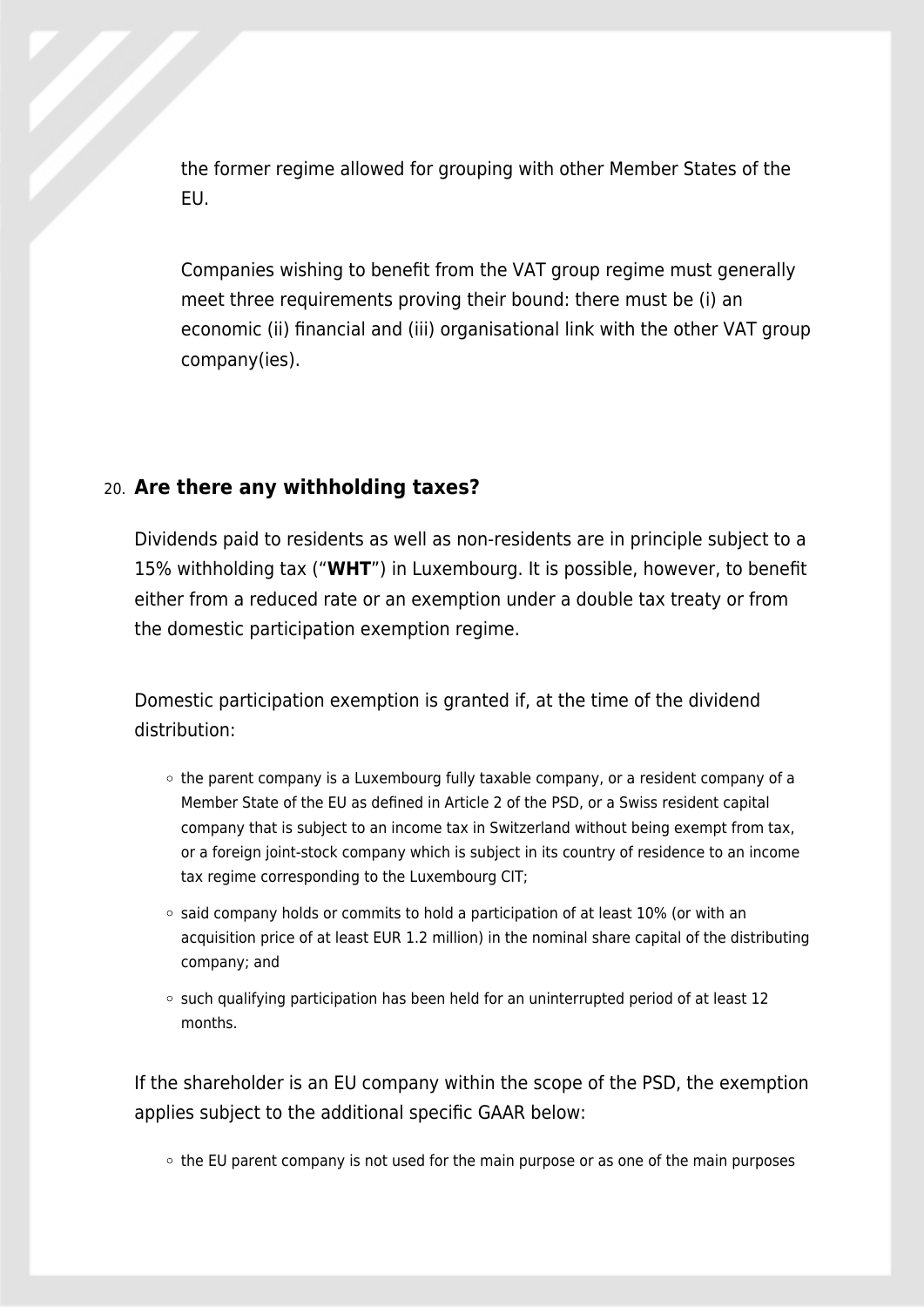the former regime allowed for grouping with other Member States of the EU.

Companies wishing to benefit from the VAT group regime must generally meet three requirements proving their bound: there must be (i) an economic (ii) financial and (iii) organisational link with the other VAT group company(ies).

## 20. Are there any withholding taxes?

Dividends paid to residents as well as non-residents are in principle subject to a 15% withholding tax ("**WHT**") in Luxembourg. It is possible, however, to benefit either from a reduced rate or an exemption under a double tax treaty or from the domestic participation exemption regime.

Domestic participation exemption is granted if, at the time of the dividend distribution:

- the parent company is a Luxembourg fully taxable company, or a resident company of a Member State of the EU as defined in Article 2 of the PSD, or a Swiss resident capital company that is subject to an income tax in Switzerland without being exempt from tax, or a foreign joint-stock company which is subject in its country of residence to an income tax regime corresponding to the Luxembourg CIT;
- said company holds or commits to hold a participation of at least 10% (or with an acquisition price of at least EUR 1.2 million) in the nominal share capital of the distributing company; and
- such qualifying participation has been held for an uninterrupted period of at least 12 months.

If the shareholder is an EU company within the scope of the PSD, the exemption applies subject to the additional specific GAAR below:

- the EU parent company is not used for the main purpose or as one of the main purposes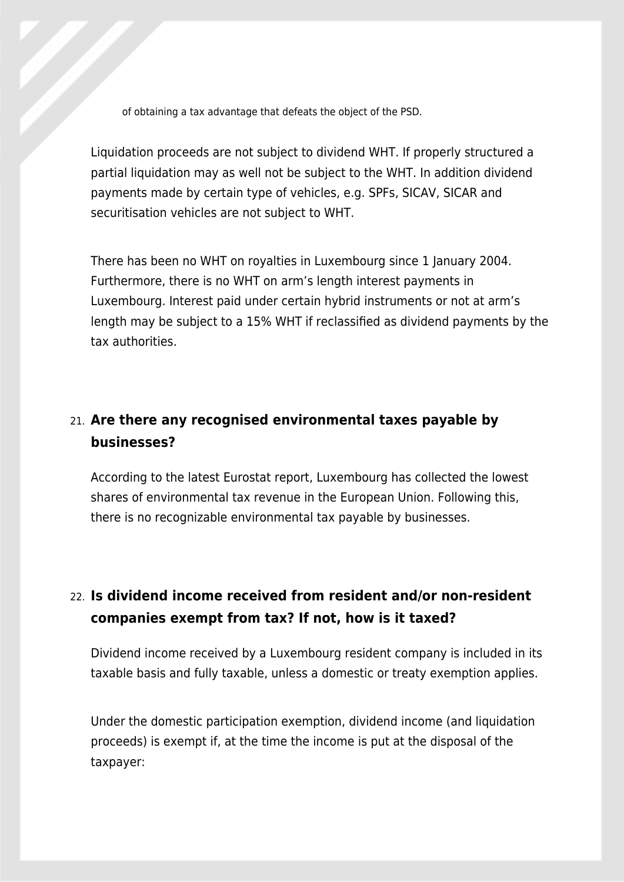of obtaining a tax advantage that defeats the object of the PSD.

Liquidation proceeds are not subject to dividend WHT. If properly structured a partial liquidation may as well not be subject to the WHT. In addition dividend payments made by certain type of vehicles, e.g. SPFs, SICAV, SICAR and securitisation vehicles are not subject to WHT.

There has been no WHT on royalties in Luxembourg since 1 January 2004. Furthermore, there is no WHT on arm's length interest payments in Luxembourg. Interest paid under certain hybrid instruments or not at arm's length may be subject to a 15% WHT if reclassified as dividend payments by the tax authorities.

## 21. Are there any recognised environmental taxes payable by businesses?

According to the latest Eurostat report, Luxembourg has collected the lowest shares of environmental tax revenue in the European Union. Following this, there is no recognizable environmental tax payable by businesses.

## 22. Is dividend income received from resident and/or non-resident companies exempt from tax? If not, how is it taxed?

Dividend income received by a Luxembourg resident company is included in its taxable basis and fully taxable, unless a domestic or treaty exemption applies.

Under the domestic participation exemption, dividend income (and liquidation proceeds) is exempt if, at the time the income is put at the disposal of the taxpayer: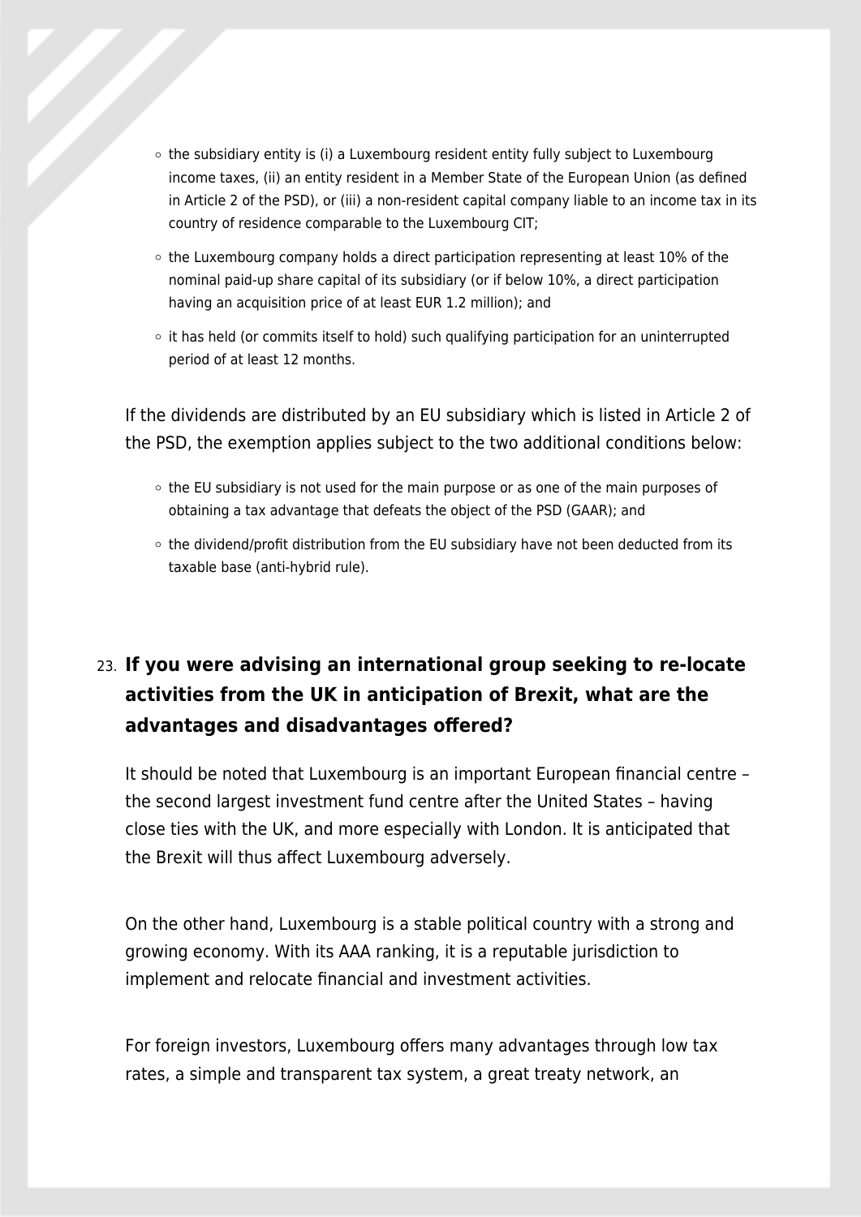- the subsidiary entity is (i) a Luxembourg resident entity fully subject to Luxembourg income taxes, (ii) an entity resident in a Member State of the European Union (as defined in Article 2 of the PSD), or (iii) a non-resident capital company liable to an income tax in its country of residence comparable to the Luxembourg CIT;
- the Luxembourg company holds a direct participation representing at least 10% of the nominal paid-up share capital of its subsidiary (or if below 10%, a direct participation having an acquisition price of at least EUR 1.2 million); and
- it has held (or commits itself to hold) such qualifying participation for an uninterrupted period of at least 12 months.

If the dividends are distributed by an EU subsidiary which is listed in Article 2 of the PSD, the exemption applies subject to the two additional conditions below:

- the EU subsidiary is not used for the main purpose or as one of the main purposes of obtaining a tax advantage that defeats the object of the PSD (GAAR); and
- the dividend/profit distribution from the EU subsidiary have not been deducted from its taxable base (anti-hybrid rule).

### 23. If you were advising an international group seeking to re-locate activities from the UK in anticipation of Brexit, what are the advantages and disadvantages offered?

It should be noted that Luxembourg is an important European financial centre – the second largest investment fund centre after the United States – having close ties with the UK, and more especially with London. It is anticipated that the Brexit will thus affect Luxembourg adversely.

On the other hand, Luxembourg is a stable political country with a strong and growing economy. With its AAA ranking, it is a reputable jurisdiction to implement and relocate financial and investment activities.

For foreign investors, Luxembourg offers many advantages through low tax rates, a simple and transparent tax system, a great treaty network, an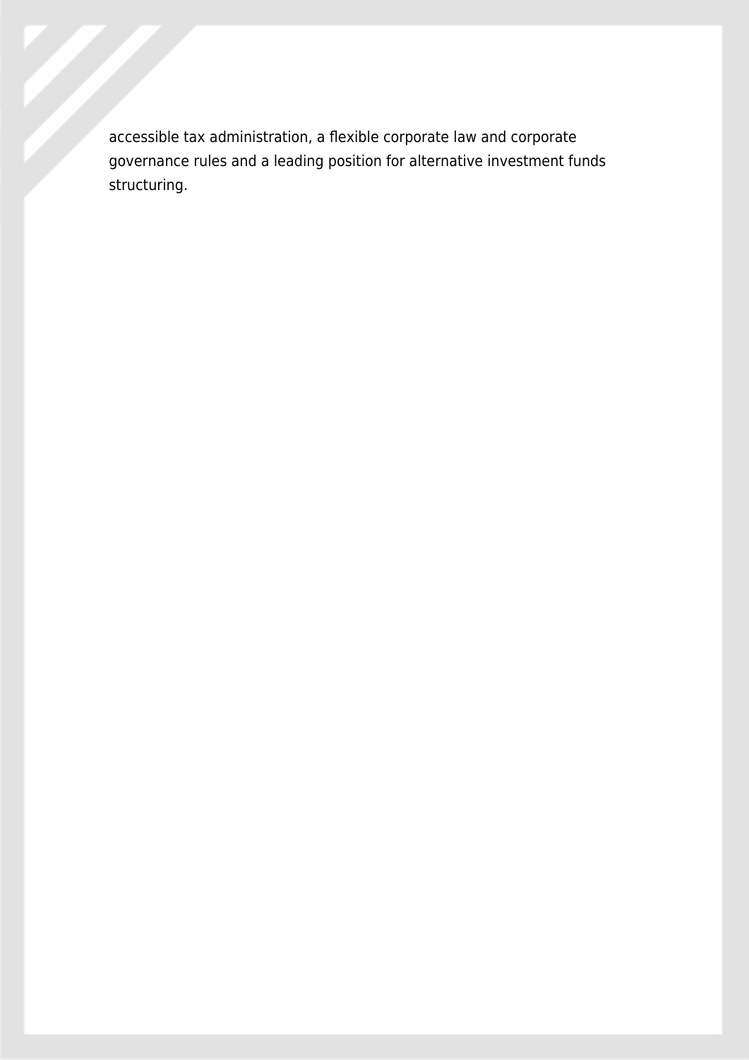accessible tax administration, a flexible corporate law and corporate governance rules and a leading position for alternative investment funds structuring.